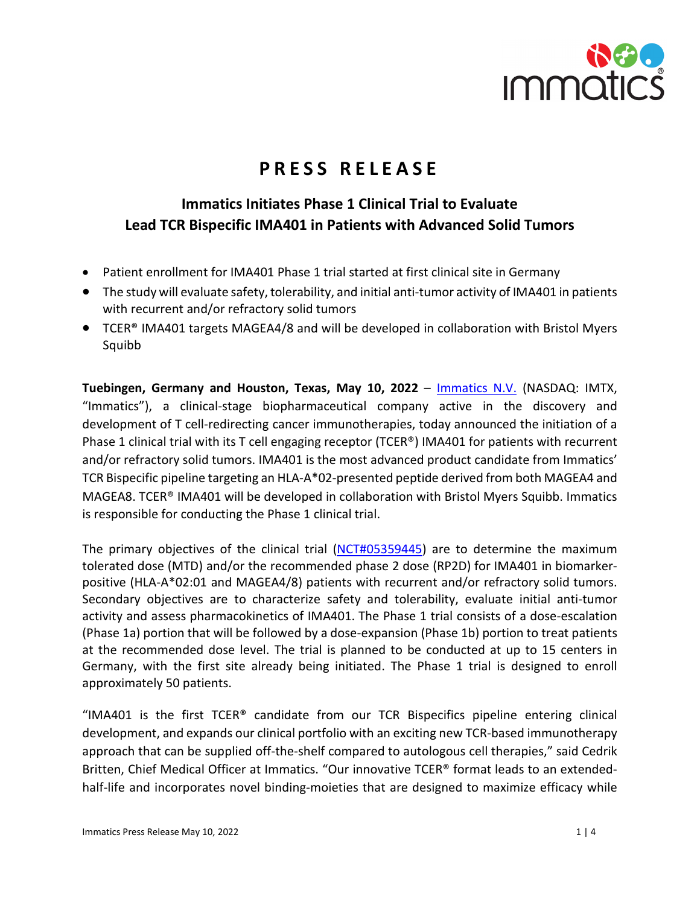# PRESS RELEASE

## Immatics Initiates Phase 1 Clinical Trial to Evaluate Lead TCR Bispecific IMA401 in Patients with Advanced Solid Tumors

- Patient enrollment for IMA401 Phase 1 trial started at first clinical site in Germany
- The study will evaluate safety, tolerability, and initial anti-tumor activity of IMA401 in patients with recurrent and/or refractory solid tumors
- TCER® IMA401 targets MAGEA4/8 and will be developed in collaboration with Bristol Myers Squibb

**Tuebingen, Germany and Houston, Texas, May 10, 2022** – Immatics N.V. (NASDAQ: IMTX, "Immatics"), a clinical-stage biopharmaceutical company active in the discovery and development of T cell-redirecting cancer immunotherapies, today announced the initiation of a Phase 1 clinical trial with its T cell engaging receptor (TCER®) IMA401 for patients with recurrent and/or refractory solid tumors. IMA401 is the most advanced product candidate from Immatics' TCR Bispecific pipeline targeting an HLA-A*02-presented peptide derived from both MAGEA4 and MAGEA8. TCER® IMA401 will be developed in collaboration with Bristol Myers Squibb. Immatics is responsible for conducting the Phase 1 clinical trial.

The primary objectives of the clinical trial (NCT#05359445) are to determine the maximum tolerated dose (MTD) and/or the recommended phase 2 dose (RP2D) for IMA401 in biomarker-positive (HLA-A*02:01 and MAGEA4/8) patients with recurrent and/or refractory solid tumors. Secondary objectives are to characterize safety and tolerability, evaluate initial anti-tumor activity and assess pharmacokinetics of IMA401. The Phase 1 trial consists of a dose-escalation (Phase 1a) portion that will be followed by a dose-expansion (Phase 1b) portion to treat patients at the recommended dose level. The trial is planned to be conducted at up to 15 centers in Germany, with the first site already being initiated. The Phase 1 trial is designed to enroll approximately 50 patients.

"IMA401 is the first TCER® candidate from our TCR Bispecifics pipeline entering clinical development, and expands our clinical portfolio with an exciting new TCR-based immunotherapy approach that can be supplied off-the-shelf compared to autologous cell therapies," said Cedrik Britten, Chief Medical Officer at Immatics. "Our innovative TCER® format leads to an extended-half-life and incorporates novel binding-moieties that are designed to maximize efficacy while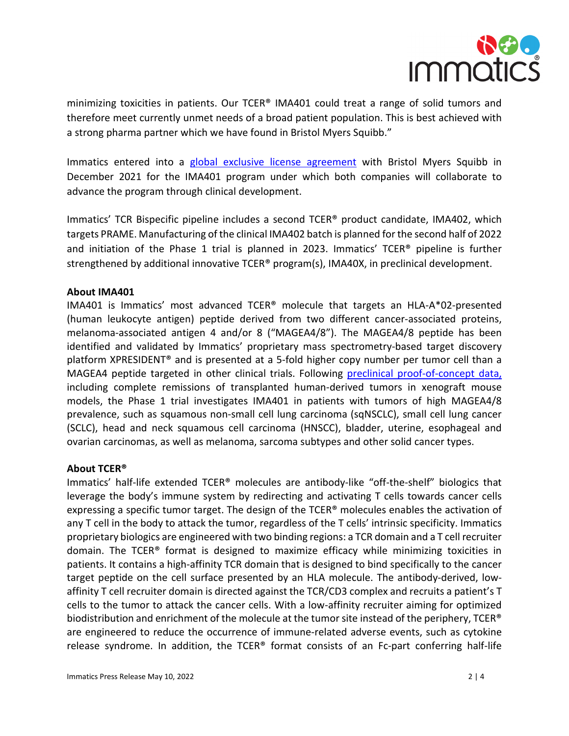minimizing toxicities in patients. Our TCER® IMA401 could treat a range of solid tumors and therefore meet currently unmet needs of a broad patient population. This is best achieved with a strong pharma partner which we have found in Bristol Myers Squibb."

Immatics entered into a global exclusive license agreement with Bristol Myers Squibb in December 2021 for the IMA401 program under which both companies will collaborate to advance the program through clinical development.

Immatics' TCR Bispecific pipeline includes a second TCER® product candidate, IMA402, which targets PRAME. Manufacturing of the clinical IMA402 batch is planned for the second half of 2022 and initiation of the Phase 1 trial is planned in 2023. Immatics' TCER® pipeline is further strengthened by additional innovative TCER® program(s), IMA40X, in preclinical development.

**About IMA401**

IMA401 is Immatics' most advanced TCER® molecule that targets an HLA-A*02-presented (human leukocyte antigen) peptide derived from two different cancer-associated proteins, melanoma-associated antigen 4 and/or 8 ("MAGEA4/8"). The MAGEA4/8 peptide has been identified and validated by Immatics' proprietary mass spectrometry-based target discovery platform XPRESIDENT® and is presented at a 5-fold higher copy number per tumor cell than a MAGEA4 peptide targeted in other clinical trials. Following preclinical proof-of-concept data, including complete remissions of transplanted human-derived tumors in xenograft mouse models, the Phase 1 trial investigates IMA401 in patients with tumors of high MAGEA4/8 prevalence, such as squamous non-small cell lung carcinoma (sqNSCLC), small cell lung cancer (SCLC), head and neck squamous cell carcinoma (HNSCC), bladder, uterine, esophageal and ovarian carcinomas, as well as melanoma, sarcoma subtypes and other solid cancer types.

**About TCER®**

Immatics' half-life extended TCER® molecules are antibody-like "off-the-shelf" biologics that leverage the body's immune system by redirecting and activating T cells towards cancer cells expressing a specific tumor target. The design of the TCER® molecules enables the activation of any T cell in the body to attack the tumor, regardless of the T cells' intrinsic specificity. Immatics proprietary biologics are engineered with two binding regions: a TCR domain and a T cell recruiter domain. The TCER® format is designed to maximize efficacy while minimizing toxicities in patients. It contains a high-affinity TCR domain that is designed to bind specifically to the cancer target peptide on the cell surface presented by an HLA molecule. The antibody-derived, low-affinity T cell recruiter domain is directed against the TCR/CD3 complex and recruits a patient's T cells to the tumor to attack the cancer cells. With a low-affinity recruiter aiming for optimized biodistribution and enrichment of the molecule at the tumor site instead of the periphery, TCER® are engineered to reduce the occurrence of immune-related adverse events, such as cytokine release syndrome. In addition, the TCER® format consists of an Fc-part conferring half-life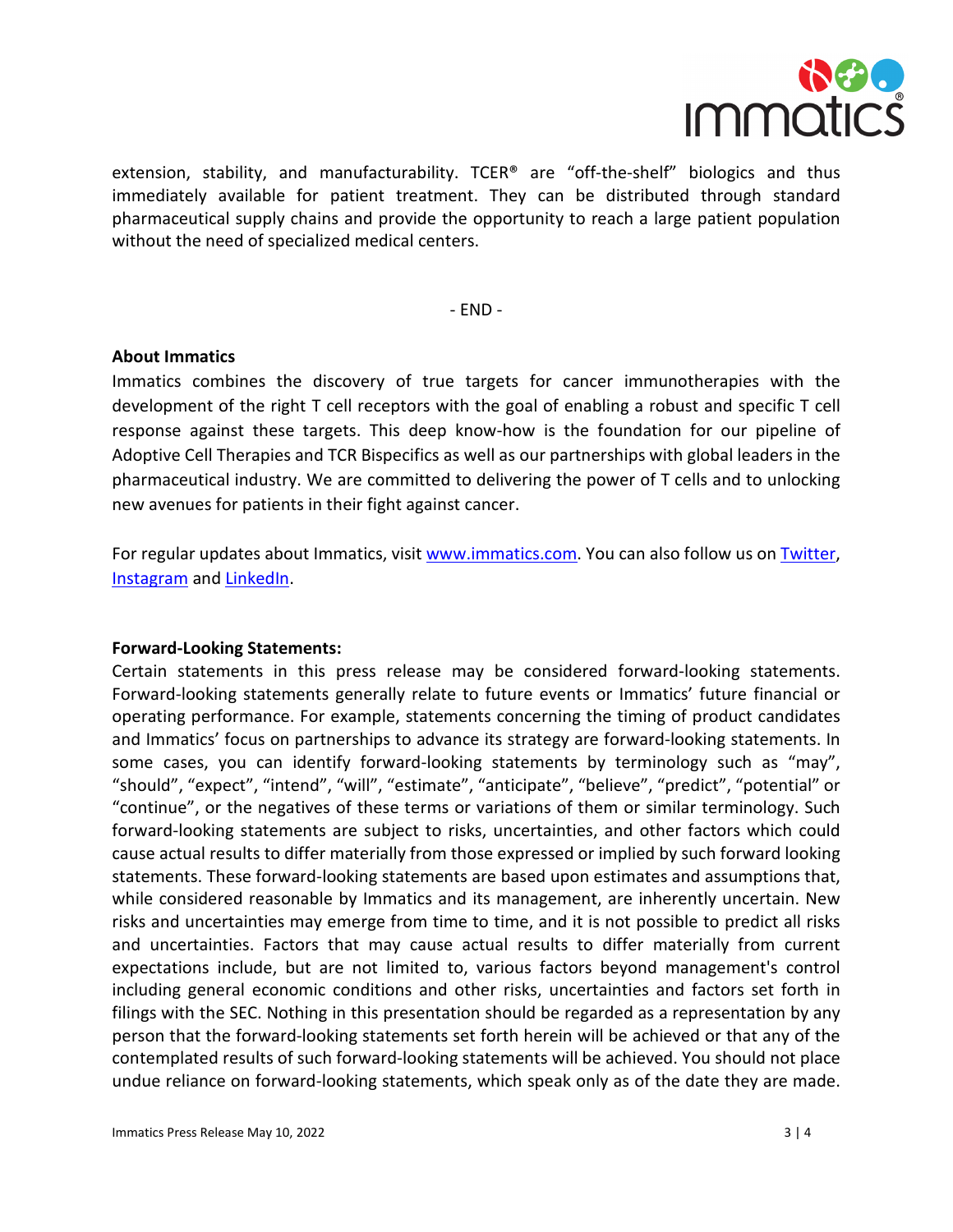extension, stability, and manufacturability. TCER® are "off-the-shelf" biologics and thus immediately available for patient treatment. They can be distributed through standard pharmaceutical supply chains and provide the opportunity to reach a large patient population without the need of specialized medical centers.

- END -

**About Immatics**

Immatics combines the discovery of true targets for cancer immunotherapies with the development of the right T cell receptors with the goal of enabling a robust and specific T cell response against these targets. This deep know-how is the foundation for our pipeline of Adoptive Cell Therapies and TCR Bispecifics as well as our partnerships with global leaders in the pharmaceutical industry. We are committed to delivering the power of T cells and to unlocking new avenues for patients in their fight against cancer.

For regular updates about Immatics, visit [www.immatics.com](www.immatics.com). You can also follow us on [Twitter](), [Instagram]() and [LinkedIn]().

**Forward-Looking Statements:**

Certain statements in this press release may be considered forward-looking statements. Forward-looking statements generally relate to future events or Immatics' future financial or operating performance. For example, statements concerning the timing of product candidates and Immatics' focus on partnerships to advance its strategy are forward-looking statements. In some cases, you can identify forward-looking statements by terminology such as "may", "should", "expect", "intend", "will", "estimate", "anticipate", "believe", "predict", "potential" or "continue", or the negatives of these terms or variations of them or similar terminology. Such forward-looking statements are subject to risks, uncertainties, and other factors which could cause actual results to differ materially from those expressed or implied by such forward looking statements. These forward-looking statements are based upon estimates and assumptions that, while considered reasonable by Immatics and its management, are inherently uncertain. New risks and uncertainties may emerge from time to time, and it is not possible to predict all risks and uncertainties. Factors that may cause actual results to differ materially from current expectations include, but are not limited to, various factors beyond management's control including general economic conditions and other risks, uncertainties and factors set forth in filings with the SEC. Nothing in this presentation should be regarded as a representation by any person that the forward-looking statements set forth herein will be achieved or that any of the contemplated results of such forward-looking statements will be achieved. You should not place undue reliance on forward-looking statements, which speak only as of the date they are made.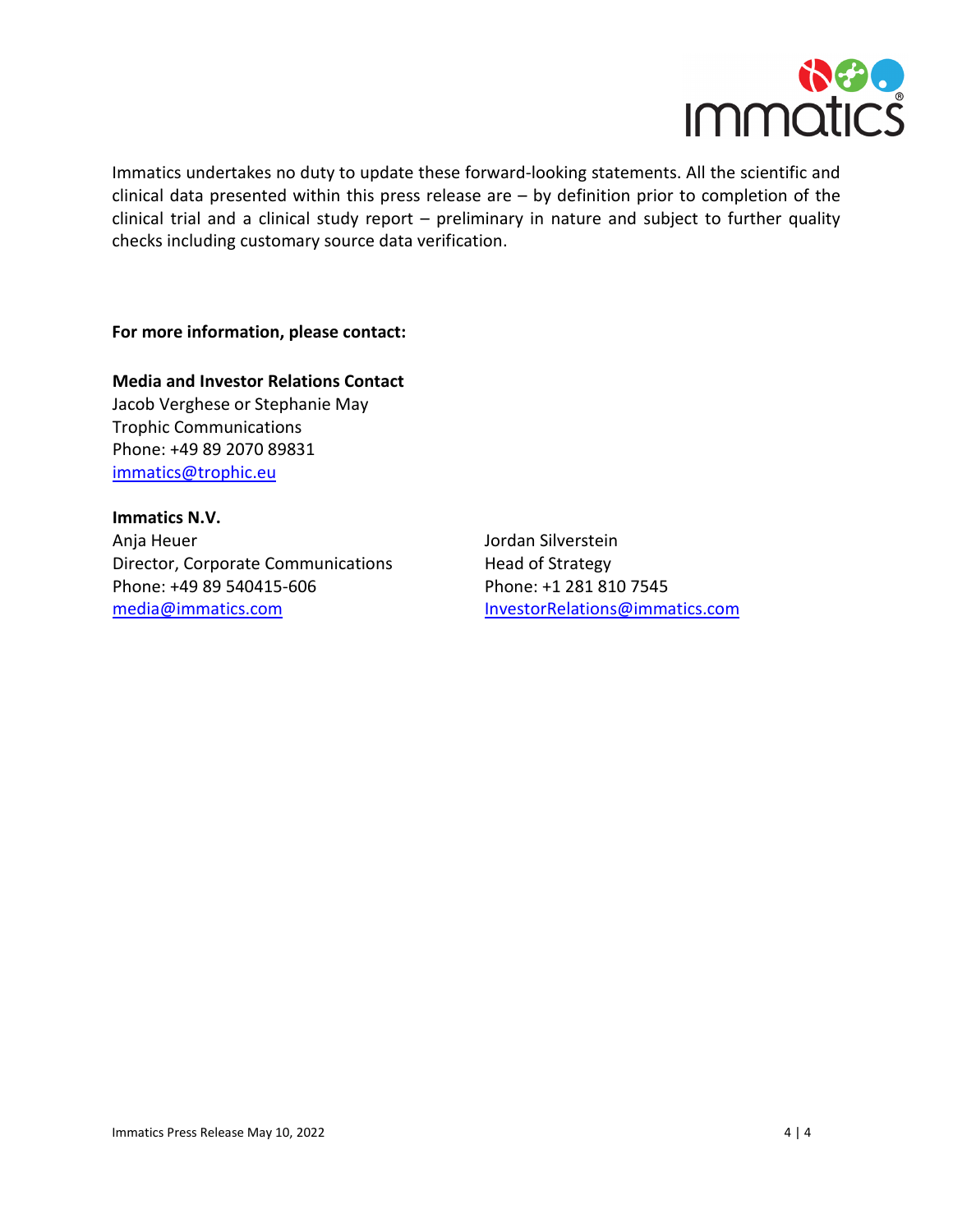Immatics undertakes no duty to update these forward-looking statements. All the scientific and clinical data presented within this press release are – by definition prior to completion of the clinical trial and a clinical study report – preliminary in nature and subject to further quality checks including customary source data verification.

**For more information, please contact:**

**Media and Investor Relations Contact**
Jacob Verghese or Stephanie May
Trophic Communications
Phone: +49 89 2070 89831
immatics@trophic.eu

**Immatics N.V.**

Anja Heuer
Director, Corporate Communications
Phone: +49 89 540415-606
media@immatics.com

Jordan Silverstein
Head of Strategy
Phone: +1 281 810 7545
InvestorRelations@immatics.com